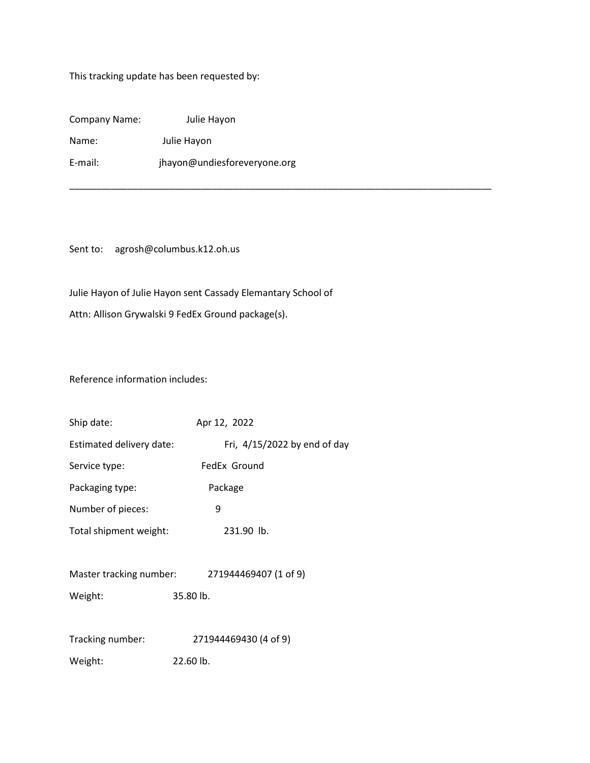This tracking update has been requested by:

Company Name: Julie Hayon

Name: Julie Hayon

E-mail: jhayon@undiesforeveryone.org

---

Sent to: agrosh@columbus.k12.oh.us

Julie Hayon of Julie Hayon sent Cassady Elemantary School of Attn: Allison Grywalski 9 FedEx Ground package(s).

Reference information includes:

Ship date: Apr 12, 2022

Estimated delivery date: Fri, 4/15/2022 by end of day

Service type: FedEx Ground

Packaging type: Package

Number of pieces: 9

Total shipment weight: 231.90 lb.

Master tracking number: 271944469407 (1 of 9)

Weight: 35.80 lb.

Tracking number: 271944469430 (4 of 9)

Weight: 22.60 lb.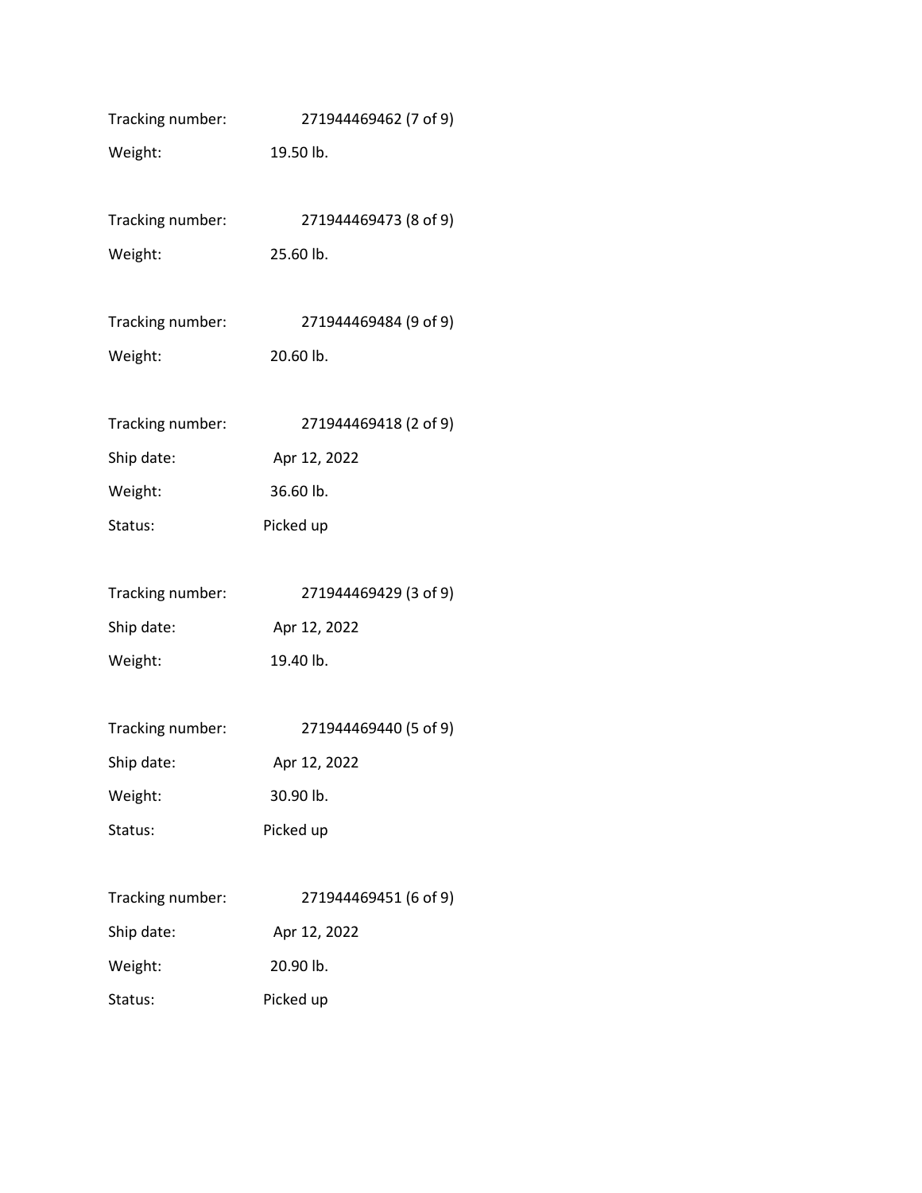Tracking number: 271944469462 (7 of 9)

Weight: 19.50 lb.

Tracking number: 271944469473 (8 of 9)

Weight: 25.60 lb.

Tracking number: 271944469484 (9 of 9)

Weight: 20.60 lb.

Tracking number: 271944469418 (2 of 9)

Ship date: Apr 12, 2022

Weight: 36.60 lb.

Status: Picked up

Tracking number: 271944469429 (3 of 9)

Ship date: Apr 12, 2022

Weight: 19.40 lb.

Tracking number: 271944469440 (5 of 9)

Ship date: Apr 12, 2022

Weight: 30.90 lb.

Status: Picked up

Tracking number: 271944469451 (6 of 9)

Ship date: Apr 12, 2022

Weight: 20.90 lb.

Status: Picked up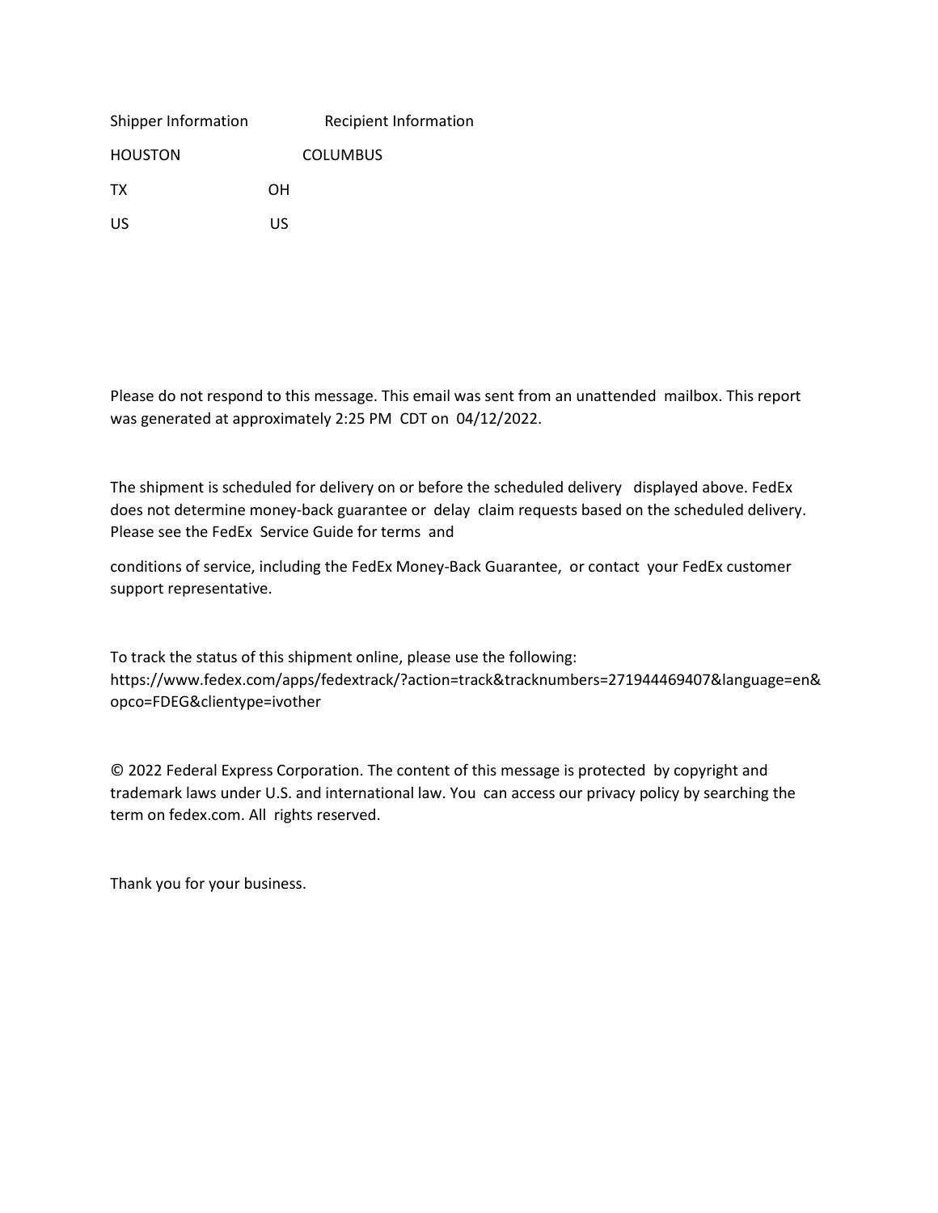| Shipper Information | Recipient Information |
| --- | --- |
| HOUSTON | COLUMBUS |
| TX | OH |
| US | US |

Please do not respond to this message. This email was sent from an unattended mailbox. This report was generated at approximately 2:25 PM CDT on 04/12/2022.

The shipment is scheduled for delivery on or before the scheduled delivery displayed above. FedEx does not determine money-back guarantee or delay claim requests based on the scheduled delivery. Please see the FedEx Service Guide for terms and

conditions of service, including the FedEx Money-Back Guarantee, or contact your FedEx customer support representative.

To track the status of this shipment online, please use the following: https://www.fedex.com/apps/fedextrack/?action=track&tracknumbers=271944469407&language=en&opco=FDEG&clienttype=ivother

© 2022 Federal Express Corporation. The content of this message is protected by copyright and trademark laws under U.S. and international law. You can access our privacy policy by searching the term on fedex.com. All rights reserved.

Thank you for your business.